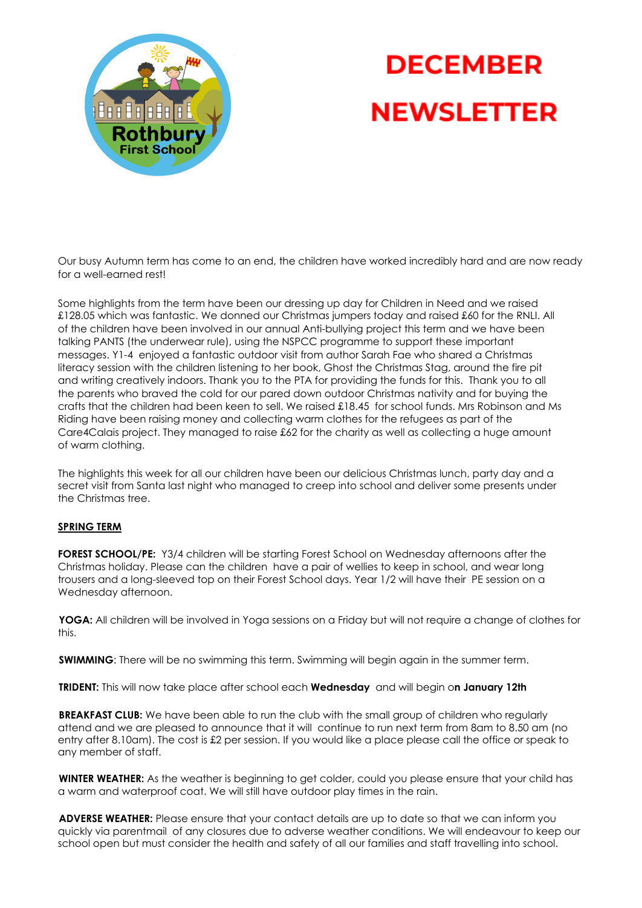# DECEMBER NEWSLETTER

Our busy Autumn term has come to an end, the children have worked incredibly hard and are now ready for a well-earned rest!

Some highlights from the term have been our dressing up day for Children in Need and we raised £128.05 which was fantastic. We donned our Christmas jumpers today and raised £60 for the RNLI. All of the children have been involved in our annual Anti-bullying project this term and we have been talking PANTS (the underwear rule), using the NSPCC programme to support these important messages. Y1-4 enjoyed a fantastic outdoor visit from author Sarah Fae who shared a Christmas literacy session with the children listening to her book, Ghost the Christmas Stag, around the fire pit and writing creatively indoors. Thank you to the PTA for providing the funds for this. Thank you to all the parents who braved the cold for our pared down outdoor Christmas nativity and for buying the crafts that the children had been keen to sell. We raised £18.45 for school funds. Mrs Robinson and Ms Riding have been raising money and collecting warm clothes for the refugees as part of the Care4Calais project. They managed to raise £62 for the charity as well as collecting a huge amount of warm clothing.

The highlights this week for all our children have been our delicious Christmas lunch, party day and a secret visit from Santa last night who managed to creep into school and deliver some presents under the Christmas tree.

## SPRING TERM

**FOREST SCHOOL/PE:** Y3/4 children will be starting Forest School on Wednesday afternoons after the Christmas holiday. Please can the children have a pair of wellies to keep in school, and wear long trousers and a long-sleeved top on their Forest School days. Year 1/2 will have their PE session on a Wednesday afternoon.

**YOGA:** All children will be involved in Yoga sessions on a Friday but will not require a change of clothes for this.

**SWIMMING**: There will be no swimming this term. Swimming will begin again in the summer term.

**TRIDENT:** This will now take place after school each **Wednesday** and will begin o**n January 12th**

**BREAKFAST CLUB:** We have been able to run the club with the small group of children who regularly attend and we are pleased to announce that it will continue to run next term from 8am to 8.50 am (no entry after 8.10am). The cost is £2 per session. If you would like a place please call the office or speak to any member of staff.

**WINTER WEATHER:** As the weather is beginning to get colder, could you please ensure that your child has a warm and waterproof coat. We will still have outdoor play times in the rain.

**ADVERSE WEATHER:** Please ensure that your contact details are up to date so that we can inform you quickly via parentmail of any closures due to adverse weather conditions. We will endeavour to keep our school open but must consider the health and safety of all our families and staff travelling into school.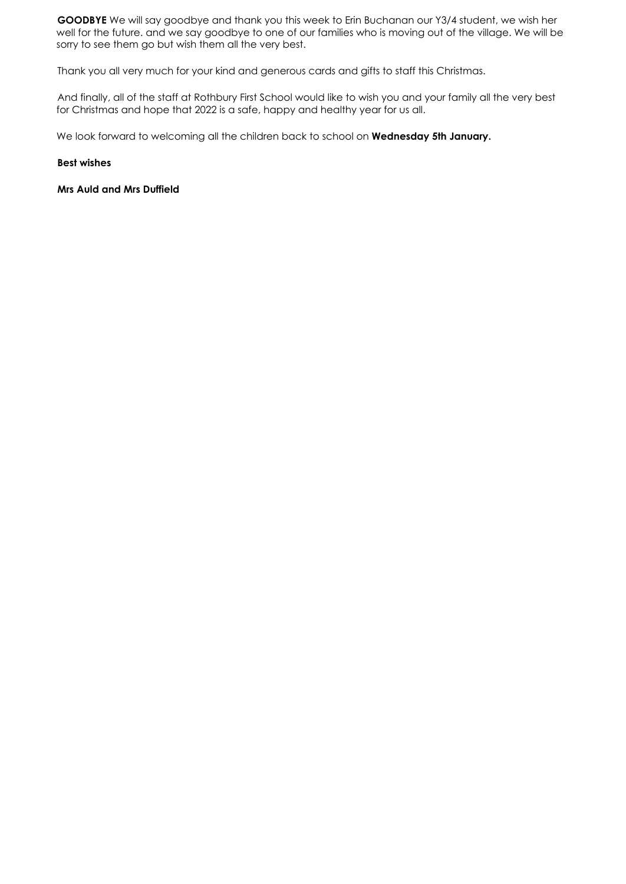**GOODBYE** We will say goodbye and thank you this week to Erin Buchanan our Y3/4 student, we wish her well for the future. and we say goodbye to one of our families who is moving out of the village. We will be sorry to see them go but wish them all the very best.

Thank you all very much for your kind and generous cards and gifts to staff this Christmas.

And finally, all of the staff at Rothbury First School would like to wish you and your family all the very best for Christmas and hope that 2022 is a safe, happy and healthy year for us all.

We look forward to welcoming all the children back to school on **Wednesday 5th January.**

**Best wishes**

**Mrs Auld and Mrs Duffield**